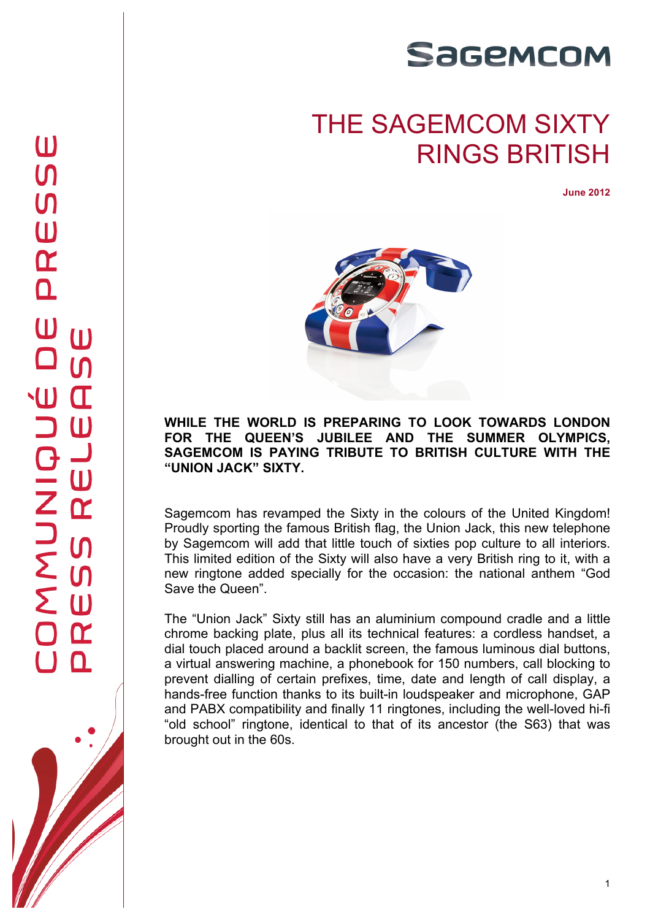SAGEMCOM

COMMUNIQUÉ DE PRESSE
PRESS RELEASE

# THE SAGEMCOM SIXTY RINGS BRITISH

**June 2012**

**WHILE THE WORLD IS PREPARING TO LOOK TOWARDS LONDON FOR THE QUEEN'S JUBILEE AND THE SUMMER OLYMPICS, SAGEMCOM IS PAYING TRIBUTE TO BRITISH CULTURE WITH THE "UNION JACK" SIXTY.**

Sagemcom has revamped the Sixty in the colours of the United Kingdom! Proudly sporting the famous British flag, the Union Jack, this new telephone by Sagemcom will add that little touch of sixties pop culture to all interiors. This limited edition of the Sixty will also have a very British ring to it, with a new ringtone added specially for the occasion: the national anthem "God Save the Queen".

The "Union Jack" Sixty still has an aluminium compound cradle and a little chrome backing plate, plus all its technical features: a cordless handset, a dial touch placed around a backlit screen, the famous luminous dial buttons, a virtual answering machine, a phonebook for 150 numbers, call blocking to prevent dialling of certain prefixes, time, date and length of call display, a hands-free function thanks to its built-in loudspeaker and microphone, GAP and PABX compatibility and finally 11 ringtones, including the well-loved hi-fi "old school" ringtone, identical to that of its ancestor (the S63) that was brought out in the 60s.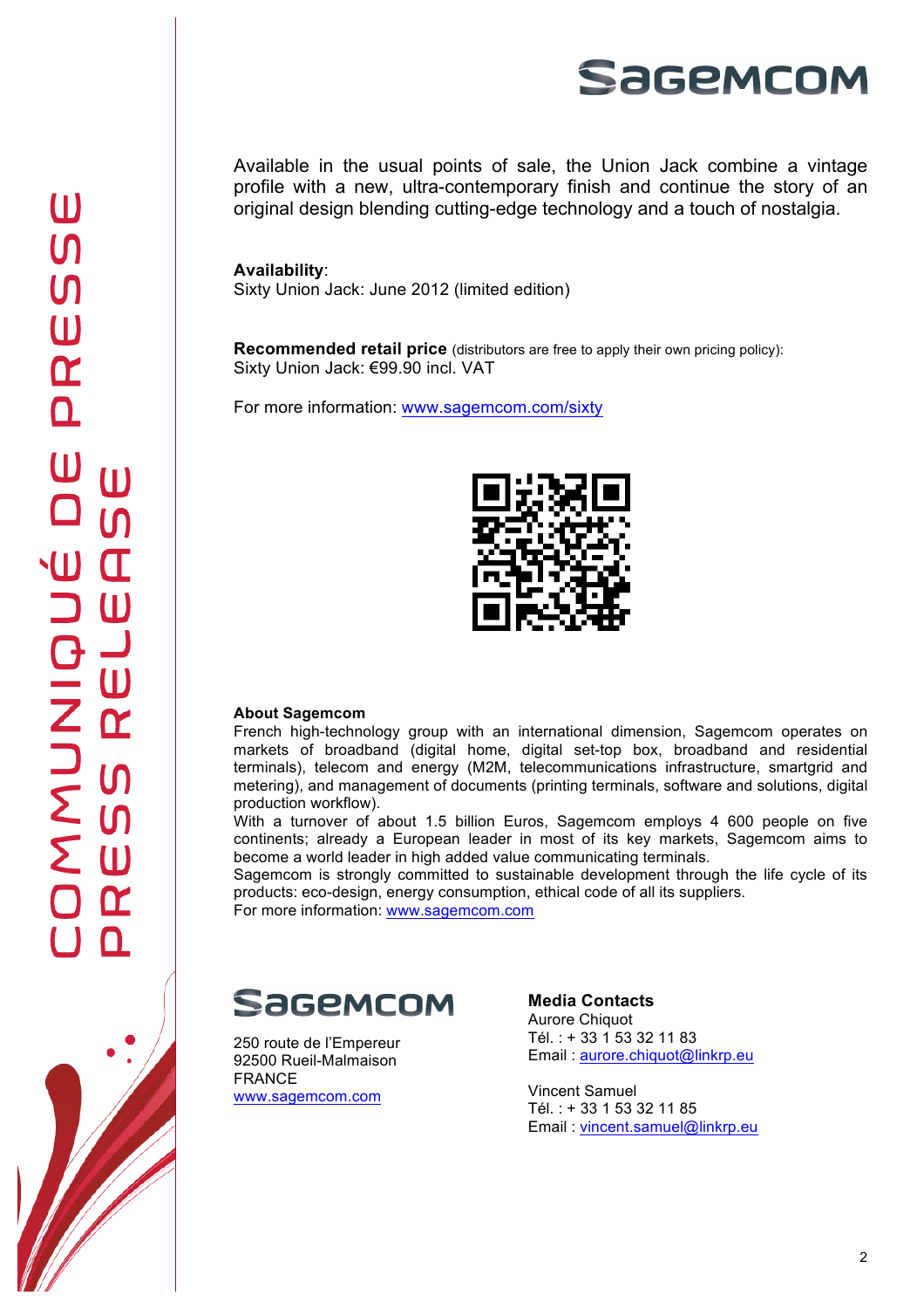Available in the usual points of sale, the Union Jack combine a vintage profile with a new, ultra-contemporary finish and continue the story of an original design blending cutting-edge technology and a touch of nostalgia.

**Availability**:
Sixty Union Jack: June 2012 (limited edition)

**Recommended retail price** (distributors are free to apply their own pricing policy):
Sixty Union Jack: €99.90 incl. VAT

For more information: www.sagemcom.com/sixty

**About Sagemcom**

French high-technology group with an international dimension, Sagemcom operates on markets of broadband (digital home, digital set-top box, broadband and residential terminals), telecom and energy (M2M, telecommunications infrastructure, smartgrid and metering), and management of documents (printing terminals, software and solutions, digital production workflow).
With a turnover of about 1.5 billion Euros, Sagemcom employs 4 600 people on five continents; already a European leader in most of its key markets, Sagemcom aims to become a world leader in high added value communicating terminals.
Sagemcom is strongly committed to sustainable development through the life cycle of its products: eco-design, energy consumption, ethical code of all its suppliers.
For more information: www.sagemcom.com

SAGEMCOM

250 route de l'Empereur
92500 Rueil-Malmaison
FRANCE
www.sagemcom.com

**Media Contacts**

Aurore Chiquot
Tél. : + 33 1 53 32 11 83
Email : aurore.chiquot@linkrp.eu

Vincent Samuel
Tél. : + 33 1 53 32 11 85
Email : vincent.samuel@linkrp.eu